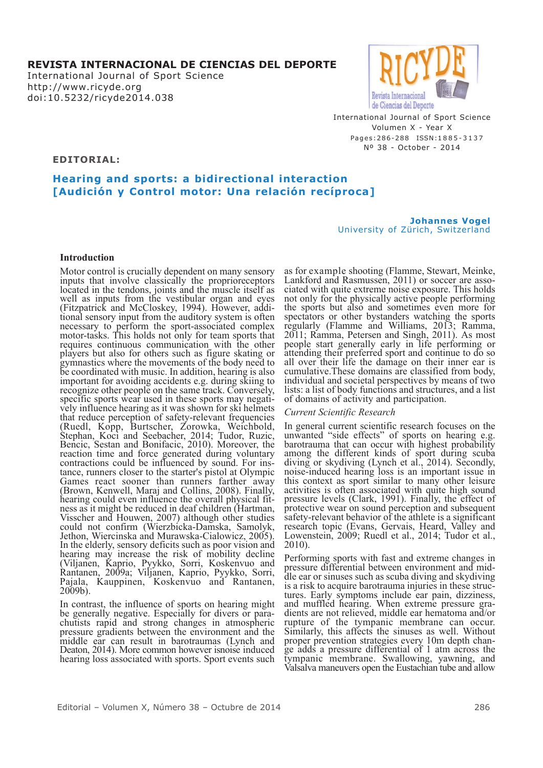**REVISTA INTERNACIONAL DE CIENCIAS DEL DEPORTE**
International Journal of Sport Science
http://www.ricyde.org
doi:10.5232/ricyde2014.038

**EDITORIAL:**

# Hearing and sports: a bidirectional interaction [Audición y Control motor: Una relación recíproca]

**Johannes Vogel**
University of Zürich, Switzerland

## Introduction

Motor control is crucially dependent on many sensory inputs that involve classically the proprioreceptors located in the tendons, joints and the muscle itself as well as inputs from the vestibular organ and eyes (Fitzpatrick and McCloskey, 1994). However, additional sensory input from the auditory system is often necessary to perform the sport-associated complex motor-tasks. This holds not only for team sports that requires continuous communication with the other players but also for others such as figure skating or gymnastics where the movements of the body need to be coordinated with music. In addition, hearing is also important for avoiding accidents e.g. during skiing to recognize other people on the same track. Conversely, specific sports wear used in these sports may negatively influence hearing as it was shown for ski helmets that reduce perception of safety-relevant frequencies (Ruedl, Kopp, Burtscher, Zorowka, Weichbold, Stephan, Koci and Seebacher, 2014; Tudor, Ruzic, Bencic, Sestan and Bonifacic, 2010). Moreover, the reaction time and force generated during voluntary contractions could be influenced by sound. For instance, runners closer to the starter's pistol at Olympic Games react sooner than runners farther away (Brown, Kenwell, Maraj and Collins, 2008). Finally, hearing could even influence the overall physical fitness as it might be reduced in deaf children (Hartman, Visscher and Houwen, 2007) although other studies could not confirm (Wierzbicka-Damska, Samolyk, Jethon, Wiercinska and Murawska-Cialowicz, 2005). In the elderly, sensory deficits such as poor vision and hearing may increase the risk of mobility decline (Viljanen, Kaprio, Pyykko, Sorri, Koskenvuo and Rantanen, 2009a; Viljanen, Kaprio, Pyykko, Sorri, Pajala, Kauppinen, Koskenvuo and Rantanen, 2009b).

In contrast, the influence of sports on hearing might be generally negative. Especially for divers or parachutists rapid and strong changes in atmospheric pressure gradients between the environment and the middle ear can result in barotraumas (Lynch and Deaton, 2014). More common however isnoise induced hearing loss associated with sports. Sport events such as for example shooting (Flamme, Stewart, Meinke, Lankford and Rasmussen, 2011) or soccer are associated with quite extreme noise exposure. This holds not only for the physically active people performing the sports but also and sometimes even more for spectators or other bystanders watching the sports regularly (Flamme and Williams, 2013; Ramma, 2011; Ramma, Petersen and Singh, 2011). As most people start generally early in life performing or attending their preferred sport and continue to do so all over their life the damage on their inner ear is cumulative.These domains are classified from body, individual and societal perspectives by means of two lists: a list of body functions and structures, and a list of domains of activity and participation.

### *Current Scientific Research*

In general current scientific research focuses on the unwanted "side effects" of sports on hearing e.g. barotrauma that can occur with highest probability among the different kinds of sport during scuba diving or skydiving (Lynch et al., 2014). Secondly, noise-induced hearing loss is an important issue in this context as sport similar to many other leisure activities is often associated with quite high sound pressure levels (Clark, 1991). Finally, the effect of protective wear on sound perception and subsequent safety-relevant behavior of the athlete is a significant research topic (Evans, Gervais, Heard, Valley and Lowenstein, 2009; Ruedl et al., 2014; Tudor et al., 2010).

Performing sports with fast and extreme changes in pressure differential between environment and middle ear or sinuses such as scuba diving and skydiving is a risk to acquire barotrauma injuries in these structures. Early symptoms include ear pain, dizziness, and muffled hearing. When extreme pressure gradients are not relieved, middle ear hematoma and/or rupture of the tympanic membrane can occur. Similarly, this affects the sinuses as well. Without proper prevention strategies every 10m depth change adds a pressure differential of 1 atm across the tympanic membrane. Swallowing, yawning, and Valsalva maneuvers open the Eustachian tube and allow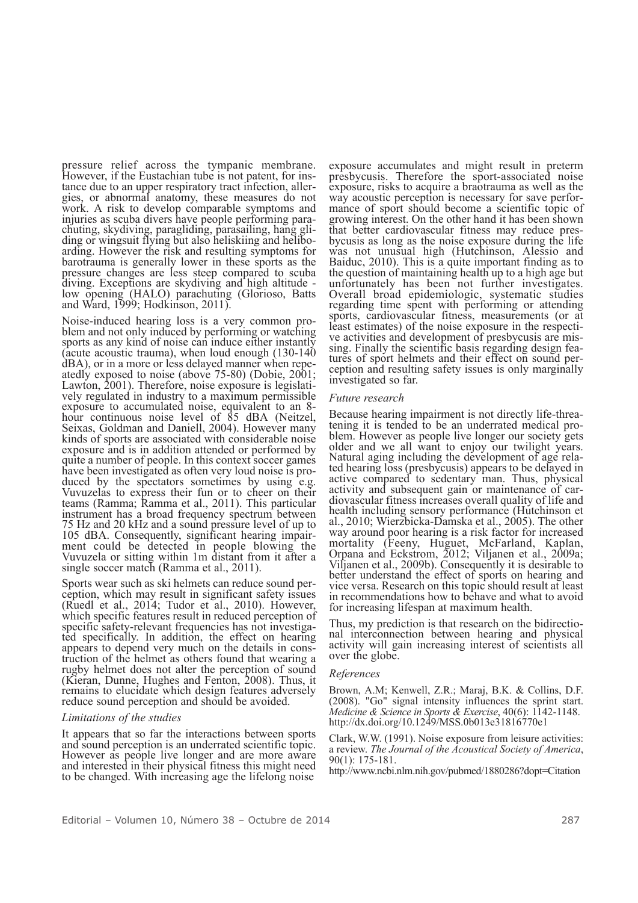pressure relief across the tympanic membrane. However, if the Eustachian tube is not patent, for instance due to an upper respiratory tract infection, allergies, or abnormal anatomy, these measures do not work. A risk to develop comparable symptoms and injuries as scuba divers have people performing parachuting, skydiving, paragliding, parasailing, hang gliding or wingsuit flying but also heliskiing and heliboarding. However the risk and resulting symptoms for barotrauma is generally lower in these sports as the pressure changes are less steep compared to scuba diving. Exceptions are skydiving and high altitude - low opening (HALO) parachuting (Glorioso, Batts and Ward, 1999; Hodkinson, 2011).

Noise-induced hearing loss is a very common problem and not only induced by performing or watching sports as any kind of noise can induce either instantly (acute acoustic trauma), when loud enough (130-140 dBA), or in a more or less delayed manner when repeatedly exposed to noise (above 75-80) (Dobie, 2001; Lawton, 2001). Therefore, noise exposure is legislatively regulated in industry to a maximum permissible exposure to accumulated noise, equivalent to an 8-hour continuous noise level of 85 dBA (Neitzel, Seixas, Goldman and Daniell, 2004). However many kinds of sports are associated with considerable noise exposure and is in addition attended or performed by quite a number of people. In this context soccer games have been investigated as often very loud noise is produced by the spectators sometimes by using e.g. Vuvuzelas to express their fun or to cheer on their teams (Ramma; Ramma et al., 2011). This particular instrument has a broad frequency spectrum between 75 Hz and 20 kHz and a sound pressure level of up to 105 dBA. Consequently, significant hearing impairment could be detected in people blowing the Vuvuzela or sitting within 1m distant from it after a single soccer match (Ramma et al., 2011).

Sports wear such as ski helmets can reduce sound perception, which may result in significant safety issues (Ruedl et al., 2014; Tudor et al., 2010). However, which specific features result in reduced perception of specific safety-relevant frequencies has not investigated specifically. In addition, the effect on hearing appears to depend very much on the details in construction of the helmet as others found that wearing a rugby helmet does not alter the perception of sound (Kieran, Dunne, Hughes and Fenton, 2008). Thus, it remains to elucidate which design features adversely reduce sound perception and should be avoided.

*Limitations of the studies*

It appears that so far the interactions between sports and sound perception is an underrated scientific topic. However as people live longer and are more aware and interested in their physical fitness this might need to be changed. With increasing age the lifelong noise exposure accumulates and might result in preterm presbycusis. Therefore the sport-associated noise exposure, risks to acquire a braotrauma as well as the way acoustic perception is necessary for save performance of sport should become a scientific topic of growing interest. On the other hand it has been shown that better cardiovascular fitness may reduce presbycusis as long as the noise exposure during the life was not unusual high (Hutchinson, Alessio and Baiduc, 2010). This is a quite important finding as to the question of maintaining health up to a high age but unfortunately has been not further investigates. Overall broad epidemiologic, systematic studies regarding time spent with performing or attending sports, cardiovascular fitness, measurements (or at least estimates) of the noise exposure in the respective activities and development of presbycusis are missing. Finally the scientific basis regarding design features of sport helmets and their effect on sound perception and resulting safety issues is only marginally investigated so far.

*Future research*

Because hearing impairment is not directly life-threatening it is tended to be an underrated medical problem. However as people live longer our society gets older and we all want to enjoy our twilight years. Natural aging including the development of age related hearing loss (presbycusis) appears to be delayed in active compared to sedentary man. Thus, physical activity and subsequent gain or maintenance of cardiovascular fitness increases overall quality of life and health including sensory performance (Hutchinson et al., 2010; Wierzbicka-Damska et al., 2005). The other way around poor hearing is a risk factor for increased mortality (Feeny, Huguet, McFarland, Kaplan, Orpana and Eckstrom, 2012; Viljanen et al., 2009a; Viljanen et al., 2009b). Consequently it is desirable to better understand the effect of sports on hearing and vice versa. Research on this topic should result at least in recommendations how to behave and what to avoid for increasing lifespan at maximum health.

Thus, my prediction is that research on the bidirectional interconnection between hearing and physical activity will gain increasing interest of scientists all over the globe.

*References*

Brown, A.M; Kenwell, Z.R.; Maraj, B.K. & Collins, D.F. (2008). "Go" signal intensity influences the sprint start. *Medicine & Science in Sports & Exercise*, 40(6): 1142-1148. http://dx.doi.org/10.1249/MSS.0b013e31816770e1

Clark, W.W. (1991). Noise exposure from leisure activities: a review. *The Journal of the Acoustical Society of America*, 90(1): 175-181.
http://www.ncbi.nlm.nih.gov/pubmed/1880286?dopt=Citation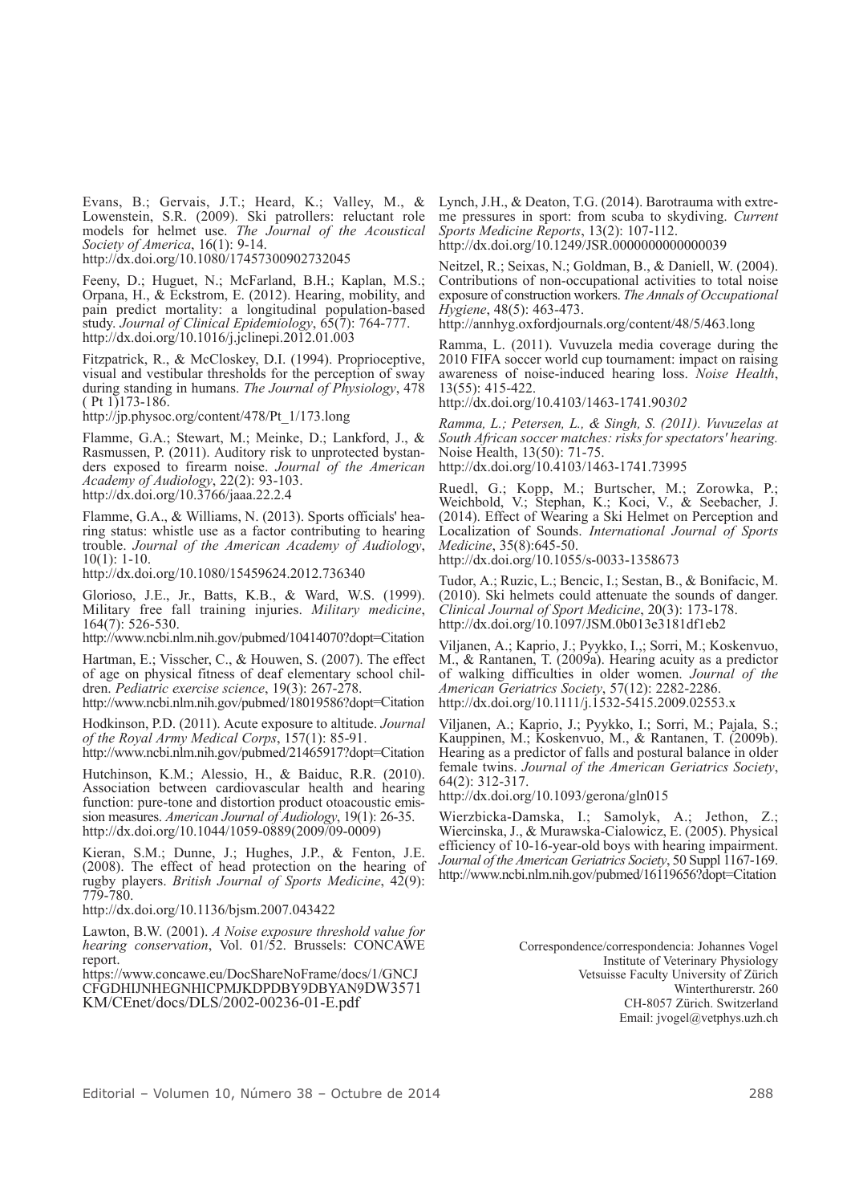Evans, B.; Gervais, J.T.; Heard, K.; Valley, M., & Lowenstein, S.R. (2009). Ski patrollers: reluctant role models for helmet use. *The Journal of the Acoustical Society of America*, 16(1): 9-14.
http://dx.doi.org/10.1080/17457300902732045

Feeny, D.; Huguet, N.; McFarland, B.H.; Kaplan, M.S.; Orpana, H., & Eckstrom, E. (2012). Hearing, mobility, and pain predict mortality: a longitudinal population-based study. *Journal of Clinical Epidemiology*, 65(7): 764-777.
http://dx.doi.org/10.1016/j.jclinepi.2012.01.003

Fitzpatrick, R., & McCloskey, D.I. (1994). Proprioceptive, visual and vestibular thresholds for the perception of sway during standing in humans. *The Journal of Physiology*, 478 ( Pt 1)173-186.
http://jp.physoc.org/content/478/Pt_1/173.long

Flamme, G.A.; Stewart, M.; Meinke, D.; Lankford, J., & Rasmussen, P. (2011). Auditory risk to unprotected bystanders exposed to firearm noise. *Journal of the American Academy of Audiology*, 22(2): 93-103.
http://dx.doi.org/10.3766/jaaa.22.2.4

Flamme, G.A., & Williams, N. (2013). Sports officials' hearing status: whistle use as a factor contributing to hearing trouble. *Journal of the American Academy of Audiology*, 10(1): 1-10.
http://dx.doi.org/10.1080/15459624.2012.736340

Glorioso, J.E., Jr., Batts, K.B., & Ward, W.S. (1999). Military free fall training injuries. *Military medicine*, 164(7): 526-530.
http://www.ncbi.nlm.nih.gov/pubmed/10414070?dopt=Citation

Hartman, E.; Visscher, C., & Houwen, S. (2007). The effect of age on physical fitness of deaf elementary school children. *Pediatric exercise science*, 19(3): 267-278.
http://www.ncbi.nlm.nih.gov/pubmed/18019586?dopt=Citation

Hodkinson, P.D. (2011). Acute exposure to altitude. *Journal of the Royal Army Medical Corps*, 157(1): 85-91.
http://www.ncbi.nlm.nih.gov/pubmed/21465917?dopt=Citation

Hutchinson, K.M.; Alessio, H., & Baiduc, R.R. (2010). Association between cardiovascular health and hearing function: pure-tone and distortion product otoacoustic emission measures. *American Journal of Audiology*, 19(1): 26-35.
http://dx.doi.org/10.1044/1059-0889(2009/09-0009)

Kieran, S.M.; Dunne, J.; Hughes, J.P., & Fenton, J.E. (2008). The effect of head protection on the hearing of rugby players. *British Journal of Sports Medicine*, 42(9): 779-780.
http://dx.doi.org/10.1136/bjsm.2007.043422

Lawton, B.W. (2001). *A Noise exposure threshold value for hearing conservation*, Vol. 01/52. Brussels: CONCAWE report.
https://www.concawe.eu/DocShareNoFrame/docs/1/GNCJCFGDHIJNHEGNHICPMJKDPDBY9DBYAN9DW3571KM/CEnet/docs/DLS/2002-00236-01-E.pdf

Lynch, J.H., & Deaton, T.G. (2014). Barotrauma with extreme pressures in sport: from scuba to skydiving. *Current Sports Medicine Reports*, 13(2): 107-112.
http://dx.doi.org/10.1249/JSR.0000000000000039

Neitzel, R.; Seixas, N.; Goldman, B., & Daniell, W. (2004). Contributions of non-occupational activities to total noise exposure of construction workers. *The Annals of Occupational Hygiene*, 48(5): 463-473.
http://annhyg.oxfordjournals.org/content/48/5/463.long

Ramma, L. (2011). Vuvuzela media coverage during the 2010 FIFA soccer world cup tournament: impact on raising awareness of noise-induced hearing loss. *Noise Health*, 13(55): 415-422.
http://dx.doi.org/10.4103/1463-1741.90*302*

*Ramma, L.; Petersen, L., & Singh, S. (2011). Vuvuzelas at South African soccer matches: risks for spectators' hearing.* Noise Health, 13(50): 71-75.
http://dx.doi.org/10.4103/1463-1741.73995

Ruedl, G.; Kopp, M.; Burtscher, M.; Zorowka, P.; Weichbold, V.; Stephan, K.; Koci, V., & Seebacher, J. (2014). Effect of Wearing a Ski Helmet on Perception and Localization of Sounds. *International Journal of Sports Medicine*, 35(8):645-50.
http://dx.doi.org/10.1055/s-0033-1358673

Tudor, A.; Ruzic, L.; Bencic, I.; Sestan, B., & Bonifacic, M. (2010). Ski helmets could attenuate the sounds of danger. *Clinical Journal of Sport Medicine*, 20(3): 173-178.
http://dx.doi.org/10.1097/JSM.0b013e3181df1eb2

Viljanen, A.; Kaprio, J.; Pyykko, I.,; Sorri, M.; Koskenvuo, M., & Rantanen, T. (2009a). Hearing acuity as a predictor of walking difficulties in older women. *Journal of the American Geriatrics Society*, 57(12): 2282-2286.
http://dx.doi.org/10.1111/j.1532-5415.2009.02553.x

Viljanen, A.; Kaprio, J.; Pyykko, I.; Sorri, M.; Pajala, S.; Kauppinen, M.; Koskenvuo, M., & Rantanen, T. (2009b). Hearing as a predictor of falls and postural balance in older female twins. *Journal of the American Geriatrics Society*, 64(2): 312-317.
http://dx.doi.org/10.1093/gerona/gln015

Wierzbicka-Damska, I.; Samolyk, A.; Jethon, Z.; Wiercinska, J., & Murawska-Cialowicz, E. (2005). Physical efficiency of 10-16-year-old boys with hearing impairment. *Journal of the American Geriatrics Society*, 50 Suppl 1167-169.
http://www.ncbi.nlm.nih.gov/pubmed/16119656?dopt=Citation

Correspondence/correspondencia: Johannes Vogel
Institute of Veterinary Physiology
Vetsuisse Faculty University of Zürich
Winterthurerstr. 260
CH-8057 Zürich. Switzerland
Email: jvogel@vetphys.uzh.ch